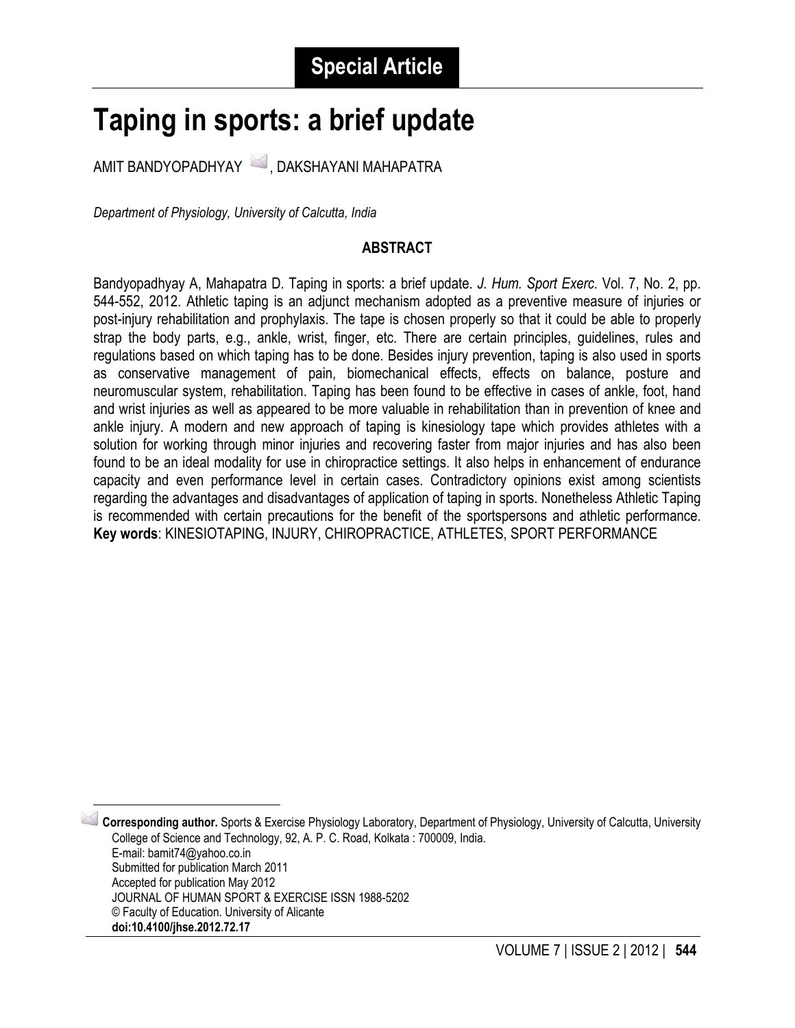**Special Article**

# Taping in sports: a brief update

AMIT BANDYOPADHYAY, DAKSHAYANI MAHAPATRA

*Department of Physiology, University of Calcutta, India*

## ABSTRACT

Bandyopadhyay A, Mahapatra D. Taping in sports: a brief update. *J. Hum. Sport Exerc.* Vol. 7, No. 2, pp. 544-552, 2012. Athletic taping is an adjunct mechanism adopted as a preventive measure of injuries or post-injury rehabilitation and prophylaxis. The tape is chosen properly so that it could be able to properly strap the body parts, e.g., ankle, wrist, finger, etc. There are certain principles, guidelines, rules and regulations based on which taping has to be done. Besides injury prevention, taping is also used in sports as conservative management of pain, biomechanical effects, effects on balance, posture and neuromuscular system, rehabilitation. Taping has been found to be effective in cases of ankle, foot, hand and wrist injuries as well as appeared to be more valuable in rehabilitation than in prevention of knee and ankle injury. A modern and new approach of taping is kinesiology tape which provides athletes with a solution for working through minor injuries and recovering faster from major injuries and has also been found to be an ideal modality for use in chiropractice settings. It also helps in enhancement of endurance capacity and even performance level in certain cases. Contradictory opinions exist among scientists regarding the advantages and disadvantages of application of taping in sports. Nonetheless Athletic Taping is recommended with certain precautions for the benefit of the sportspersons and athletic performance.
**Key words**: KINESIOTAPING, INJURY, CHIROPRACTICE, ATHLETES, SPORT PERFORMANCE

---

**Corresponding author.** Sports & Exercise Physiology Laboratory, Department of Physiology, University of Calcutta, University College of Science and Technology, 92, A. P. C. Road, Kolkata : 700009, India.
E-mail: bamit74@yahoo.co.in
Submitted for publication March 2011
Accepted for publication May 2012
JOURNAL OF HUMAN SPORT & EXERCISE ISSN 1988-5202
© Faculty of Education. University of Alicante
**doi:10.4100/jhse.2012.72.17**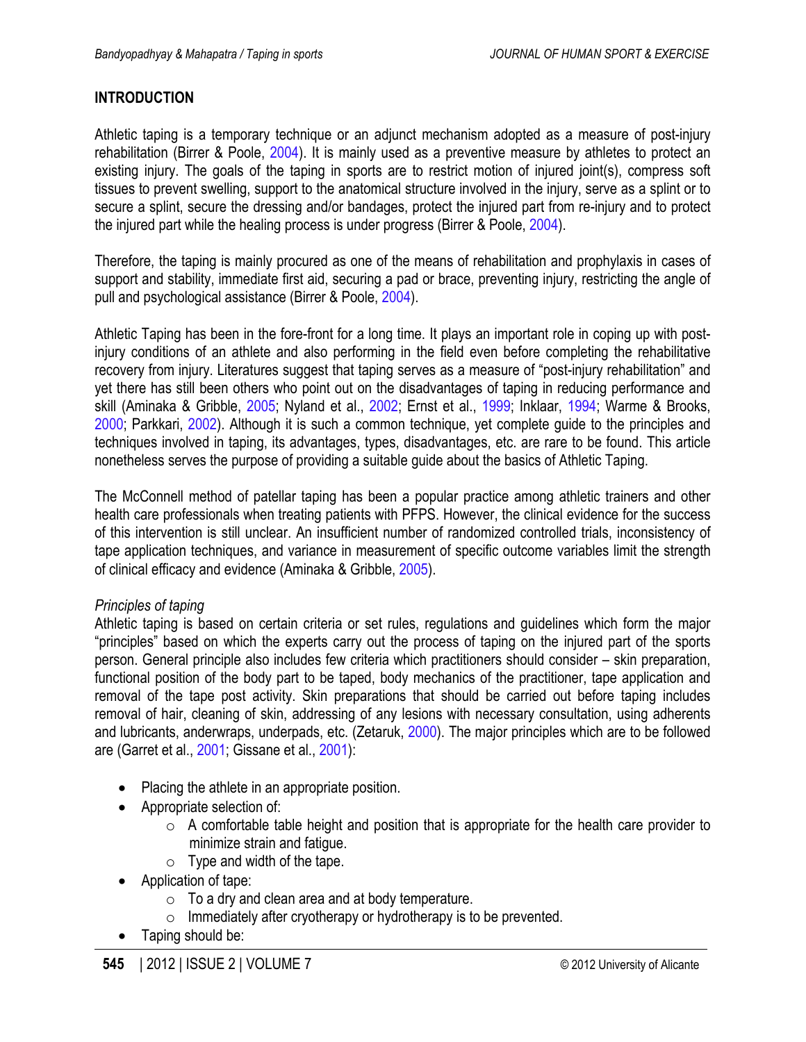## INTRODUCTION

Athletic taping is a temporary technique or an adjunct mechanism adopted as a measure of post-injury rehabilitation (Birrer & Poole, 2004). It is mainly used as a preventive measure by athletes to protect an existing injury. The goals of the taping in sports are to restrict motion of injured joint(s), compress soft tissues to prevent swelling, support to the anatomical structure involved in the injury, serve as a splint or to secure a splint, secure the dressing and/or bandages, protect the injured part from re-injury and to protect the injured part while the healing process is under progress (Birrer & Poole, 2004).

Therefore, the taping is mainly procured as one of the means of rehabilitation and prophylaxis in cases of support and stability, immediate first aid, securing a pad or brace, preventing injury, restricting the angle of pull and psychological assistance (Birrer & Poole, 2004).

Athletic Taping has been in the fore-front for a long time. It plays an important role in coping up with post-injury conditions of an athlete and also performing in the field even before completing the rehabilitative recovery from injury. Literatures suggest that taping serves as a measure of "post-injury rehabilitation" and yet there has still been others who point out on the disadvantages of taping in reducing performance and skill (Aminaka & Gribble, 2005; Nyland et al., 2002; Ernst et al., 1999; Inklaar, 1994; Warme & Brooks, 2000; Parkkari, 2002). Although it is such a common technique, yet complete guide to the principles and techniques involved in taping, its advantages, types, disadvantages, etc. are rare to be found. This article nonetheless serves the purpose of providing a suitable guide about the basics of Athletic Taping.

The McConnell method of patellar taping has been a popular practice among athletic trainers and other health care professionals when treating patients with PFPS. However, the clinical evidence for the success of this intervention is still unclear. An insufficient number of randomized controlled trials, inconsistency of tape application techniques, and variance in measurement of specific outcome variables limit the strength of clinical efficacy and evidence (Aminaka & Gribble, 2005).

*Principles of taping*

Athletic taping is based on certain criteria or set rules, regulations and guidelines which form the major "principles" based on which the experts carry out the process of taping on the injured part of the sports person. General principle also includes few criteria which practitioners should consider – skin preparation, functional position of the body part to be taped, body mechanics of the practitioner, tape application and removal of the tape post activity. Skin preparations that should be carried out before taping includes removal of hair, cleaning of skin, addressing of any lesions with necessary consultation, using adherents and lubricants, anderwraps, underpads, etc. (Zetaruk, 2000). The major principles which are to be followed are (Garret et al., 2001; Gissane et al., 2001):

- Placing the athlete in an appropriate position.
- Appropriate selection of:
  - A comfortable table height and position that is appropriate for the health care provider to minimize strain and fatigue.
  - Type and width of the tape.
- Application of tape:
  - To a dry and clean area and at body temperature.
  - Immediately after cryotherapy or hydrotherapy is to be prevented.
- Taping should be: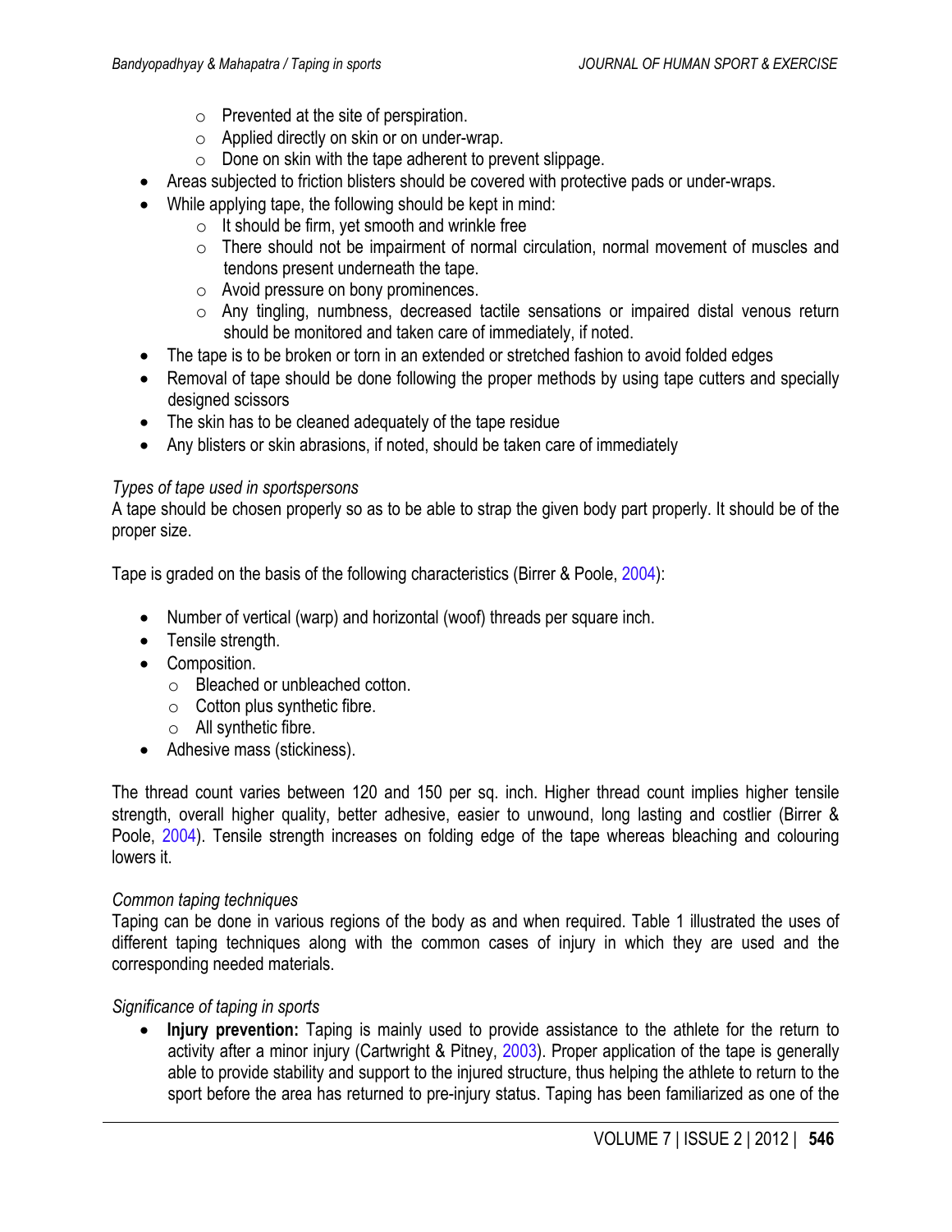- Prevented at the site of perspiration.
    - Applied directly on skin or on under-wrap.
    - Done on skin with the tape adherent to prevent slippage.
- Areas subjected to friction blisters should be covered with protective pads or under-wraps.
- While applying tape, the following should be kept in mind:
    - It should be firm, yet smooth and wrinkle free
    - There should not be impairment of normal circulation, normal movement of muscles and tendons present underneath the tape.
    - Avoid pressure on bony prominences.
    - Any tingling, numbness, decreased tactile sensations or impaired distal venous return should be monitored and taken care of immediately, if noted.
- The tape is to be broken or torn in an extended or stretched fashion to avoid folded edges
- Removal of tape should be done following the proper methods by using tape cutters and specially designed scissors
- The skin has to be cleaned adequately of the tape residue
- Any blisters or skin abrasions, if noted, should be taken care of immediately

*Types of tape used in sportspersons*

A tape should be chosen properly so as to be able to strap the given body part properly. It should be of the proper size.

Tape is graded on the basis of the following characteristics (Birrer & Poole, 2004):

- Number of vertical (warp) and horizontal (woof) threads per square inch.
- Tensile strength.
- Composition.
    - Bleached or unbleached cotton.
    - Cotton plus synthetic fibre.
    - All synthetic fibre.
- Adhesive mass (stickiness).

The thread count varies between 120 and 150 per sq. inch. Higher thread count implies higher tensile strength, overall higher quality, better adhesive, easier to unwound, long lasting and costlier (Birrer & Poole, 2004). Tensile strength increases on folding edge of the tape whereas bleaching and colouring lowers it.

*Common taping techniques*

Taping can be done in various regions of the body as and when required. Table 1 illustrated the uses of different taping techniques along with the common cases of injury in which they are used and the corresponding needed materials.

*Significance of taping in sports*

- **Injury prevention:** Taping is mainly used to provide assistance to the athlete for the return to activity after a minor injury (Cartwright & Pitney, 2003). Proper application of the tape is generally able to provide stability and support to the injured structure, thus helping the athlete to return to the sport before the area has returned to pre-injury status. Taping has been familiarized as one of the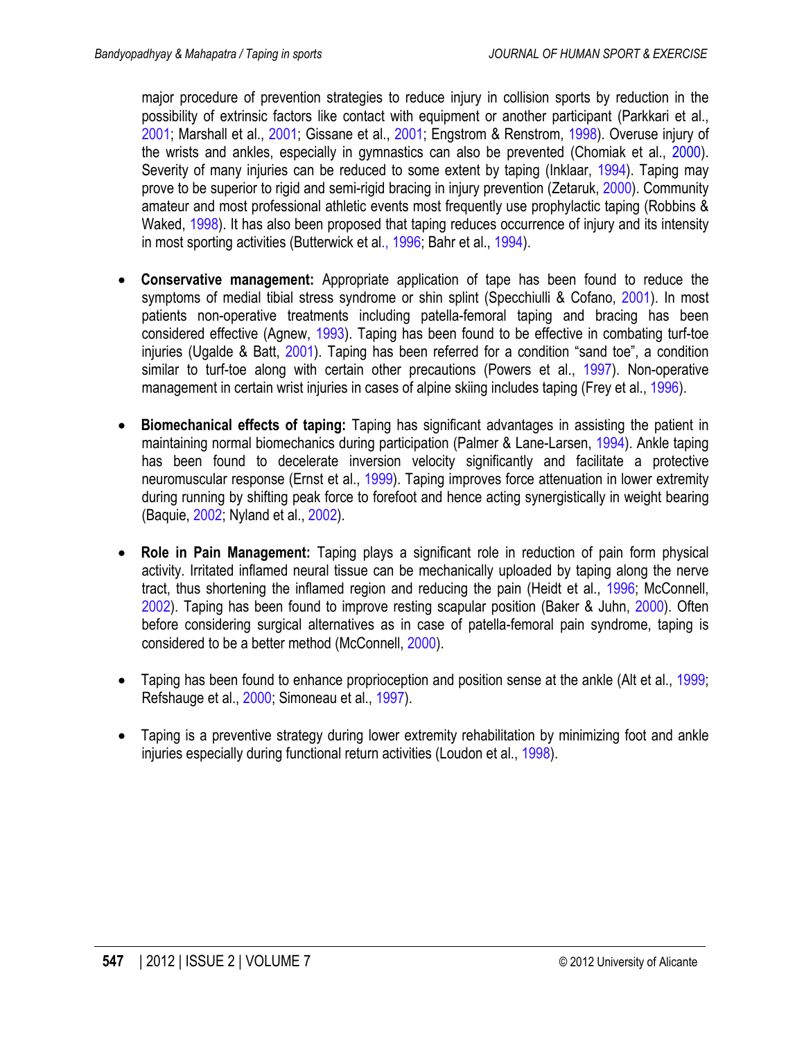major procedure of prevention strategies to reduce injury in collision sports by reduction in the possibility of extrinsic factors like contact with equipment or another participant (Parkkari et al., 2001; Marshall et al., 2001; Gissane et al., 2001; Engstrom & Renstrom, 1998). Overuse injury of the wrists and ankles, especially in gymnastics can also be prevented (Chomiak et al., 2000). Severity of many injuries can be reduced to some extent by taping (Inklaar, 1994). Taping may prove to be superior to rigid and semi-rigid bracing in injury prevention (Zetaruk, 2000). Community amateur and most professional athletic events most frequently use prophylactic taping (Robbins & Waked, 1998). It has also been proposed that taping reduces occurrence of injury and its intensity in most sporting activities (Butterwick et al., 1996; Bahr et al., 1994).

- **Conservative management:** Appropriate application of tape has been found to reduce the symptoms of medial tibial stress syndrome or shin splint (Specchiulli & Cofano, 2001). In most patients non-operative treatments including patella-femoral taping and bracing has been considered effective (Agnew, 1993). Taping has been found to be effective in combating turf-toe injuries (Ugalde & Batt, 2001). Taping has been referred for a condition "sand toe", a condition similar to turf-toe along with certain other precautions (Powers et al., 1997). Non-operative management in certain wrist injuries in cases of alpine skiing includes taping (Frey et al., 1996).

- **Biomechanical effects of taping:** Taping has significant advantages in assisting the patient in maintaining normal biomechanics during participation (Palmer & Lane-Larsen, 1994). Ankle taping has been found to decelerate inversion velocity significantly and facilitate a protective neuromuscular response (Ernst et al., 1999). Taping improves force attenuation in lower extremity during running by shifting peak force to forefoot and hence acting synergistically in weight bearing (Baquie, 2002; Nyland et al., 2002).

- **Role in Pain Management:** Taping plays a significant role in reduction of pain form physical activity. Irritated inflamed neural tissue can be mechanically uploaded by taping along the nerve tract, thus shortening the inflamed region and reducing the pain (Heidt et al., 1996; McConnell, 2002). Taping has been found to improve resting scapular position (Baker & Juhn, 2000). Often before considering surgical alternatives as in case of patella-femoral pain syndrome, taping is considered to be a better method (McConnell, 2000).

- Taping has been found to enhance proprioception and position sense at the ankle (Alt et al., 1999; Refshauge et al., 2000; Simoneau et al., 1997).

- Taping is a preventive strategy during lower extremity rehabilitation by minimizing foot and ankle injuries especially during functional return activities (Loudon et al., 1998).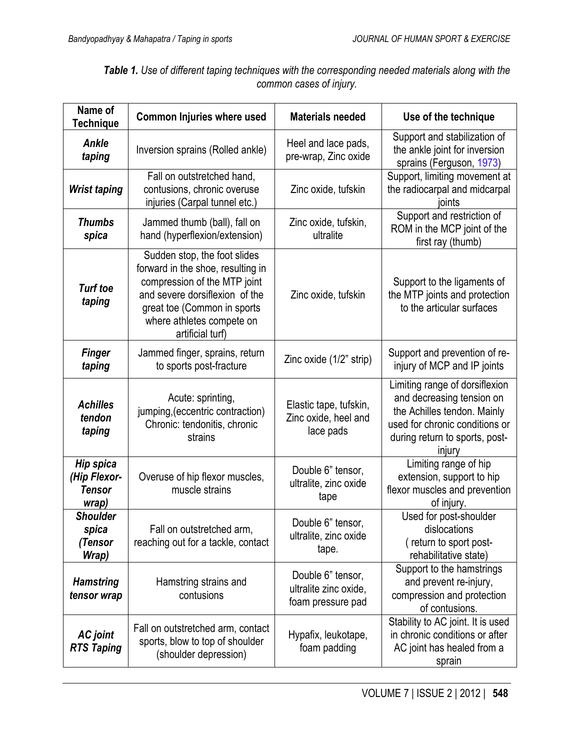***Table 1.*** *Use of different taping techniques with the corresponding needed materials along with the common cases of injury.*

| Name of Technique | Common Injuries where used | Materials needed | Use of the technique |
|---|---|---|---|
| ***Ankle taping*** | Inversion sprains (Rolled ankle) | Heel and lace pads, pre-wrap, Zinc oxide | Support and stabilization of the ankle joint for inversion sprains (Ferguson, 1973) |
| ***Wrist taping*** | Fall on outstretched hand, contusions, chronic overuse injuries (Carpal tunnel etc.) | Zinc oxide, tufskin | Support, limiting movement at the radiocarpal and midcarpal joints |
| ***Thumbs spica*** | Jammed thumb (ball), fall on hand (hyperflexion/extension) | Zinc oxide, tufskin, ultralite | Support and restriction of ROM in the MCP joint of the first ray (thumb) |
| ***Turf toe taping*** | Sudden stop, the foot slides forward in the shoe, resulting in compression of the MTP joint and severe dorsiflexion of the great toe (Common in sports where athletes compete on artificial turf) | Zinc oxide, tufskin | Support to the ligaments of the MTP joints and protection to the articular surfaces |
| ***Finger taping*** | Jammed finger, sprains, return to sports post-fracture | Zinc oxide (1/2" strip) | Support and prevention of re-injury of MCP and IP joints |
| ***Achilles tendon taping*** | Acute: sprinting, jumping,(eccentric contraction) Chronic: tendonitis, chronic strains | Elastic tape, tufskin, Zinc oxide, heel and lace pads | Limiting range of dorsiflexion and decreasing tension on the Achilles tendon. Mainly used for chronic conditions or during return to sports, post-injury |
| ***Hip spica (Hip Flexor-Tensor wrap)*** | Overuse of hip flexor muscles, muscle strains | Double 6" tensor, ultralite, zinc oxide tape | Limiting range of hip extension, support to hip flexor muscles and prevention of injury. |
| ***Shoulder spica (Tensor Wrap)*** | Fall on outstretched arm, reaching out for a tackle, contact | Double 6" tensor, ultralite, zinc oxide tape. | Used for post-shoulder dislocations ( return to sport post-rehabilitative state) |
| ***Hamstring tensor wrap*** | Hamstring strains and contusions | Double 6" tensor, ultralite zinc oxide, foam pressure pad | Support to the hamstrings and prevent re-injury, compression and protection of contusions. |
| ***AC joint RTS Taping*** | Fall on outstretched arm, contact sports, blow to top of shoulder (shoulder depression) | Hypafix, leukotape, foam padding | Stability to AC joint. It is used in chronic conditions or after AC joint has healed from a sprain |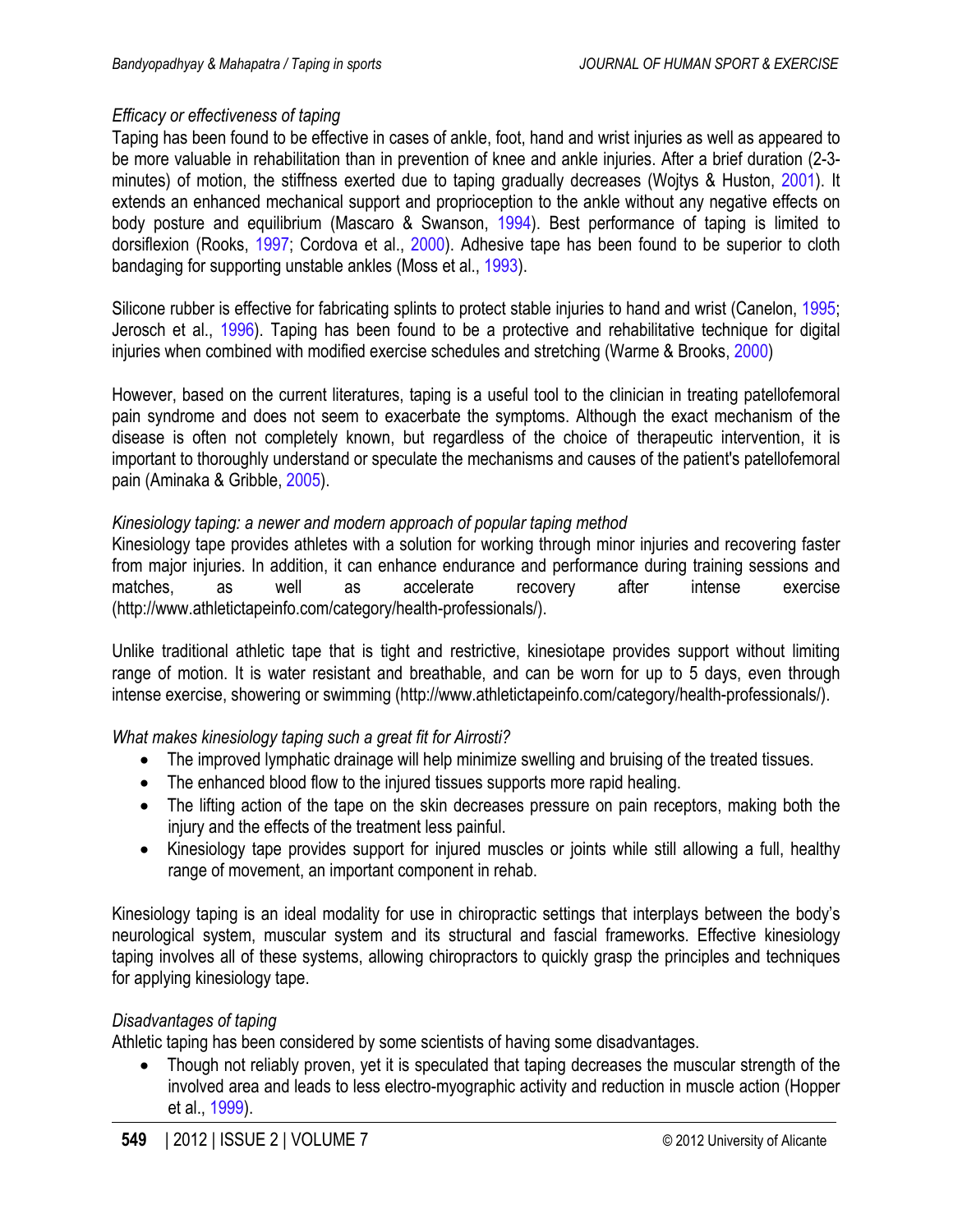*Efficacy or effectiveness of taping*

Taping has been found to be effective in cases of ankle, foot, hand and wrist injuries as well as appeared to be more valuable in rehabilitation than in prevention of knee and ankle injuries. After a brief duration (2-3-minutes) of motion, the stiffness exerted due to taping gradually decreases (Wojtys & Huston, 2001). It extends an enhanced mechanical support and proprioception to the ankle without any negative effects on body posture and equilibrium (Mascaro & Swanson, 1994). Best performance of taping is limited to dorsiflexion (Rooks, 1997; Cordova et al., 2000). Adhesive tape has been found to be superior to cloth bandaging for supporting unstable ankles (Moss et al., 1993).

Silicone rubber is effective for fabricating splints to protect stable injuries to hand and wrist (Canelon, 1995; Jerosch et al., 1996). Taping has been found to be a protective and rehabilitative technique for digital injuries when combined with modified exercise schedules and stretching (Warme & Brooks, 2000)

However, based on the current literatures, taping is a useful tool to the clinician in treating patellofemoral pain syndrome and does not seem to exacerbate the symptoms. Although the exact mechanism of the disease is often not completely known, but regardless of the choice of therapeutic intervention, it is important to thoroughly understand or speculate the mechanisms and causes of the patient's patellofemoral pain (Aminaka & Gribble, 2005).

*Kinesiology taping: a newer and modern approach of popular taping method*

Kinesiology tape provides athletes with a solution for working through minor injuries and recovering faster from major injuries. In addition, it can enhance endurance and performance during training sessions and matches, as well as accelerate recovery after intense exercise (http://www.athletictapeinfo.com/category/health-professionals/).

Unlike traditional athletic tape that is tight and restrictive, kinesiotape provides support without limiting range of motion. It is water resistant and breathable, and can be worn for up to 5 days, even through intense exercise, showering or swimming (http://www.athletictapeinfo.com/category/health-professionals/).

*What makes kinesiology taping such a great fit for Airrosti?*

- The improved lymphatic drainage will help minimize swelling and bruising of the treated tissues.
- The enhanced blood flow to the injured tissues supports more rapid healing.
- The lifting action of the tape on the skin decreases pressure on pain receptors, making both the injury and the effects of the treatment less painful.
- Kinesiology tape provides support for injured muscles or joints while still allowing a full, healthy range of movement, an important component in rehab.

Kinesiology taping is an ideal modality for use in chiropractic settings that interplays between the body's neurological system, muscular system and its structural and fascial frameworks. Effective kinesiology taping involves all of these systems, allowing chiropractors to quickly grasp the principles and techniques for applying kinesiology tape.

*Disadvantages of taping*

Athletic taping has been considered by some scientists of having some disadvantages.

- Though not reliably proven, yet it is speculated that taping decreases the muscular strength of the involved area and leads to less electro-myographic activity and reduction in muscle action (Hopper et al., 1999).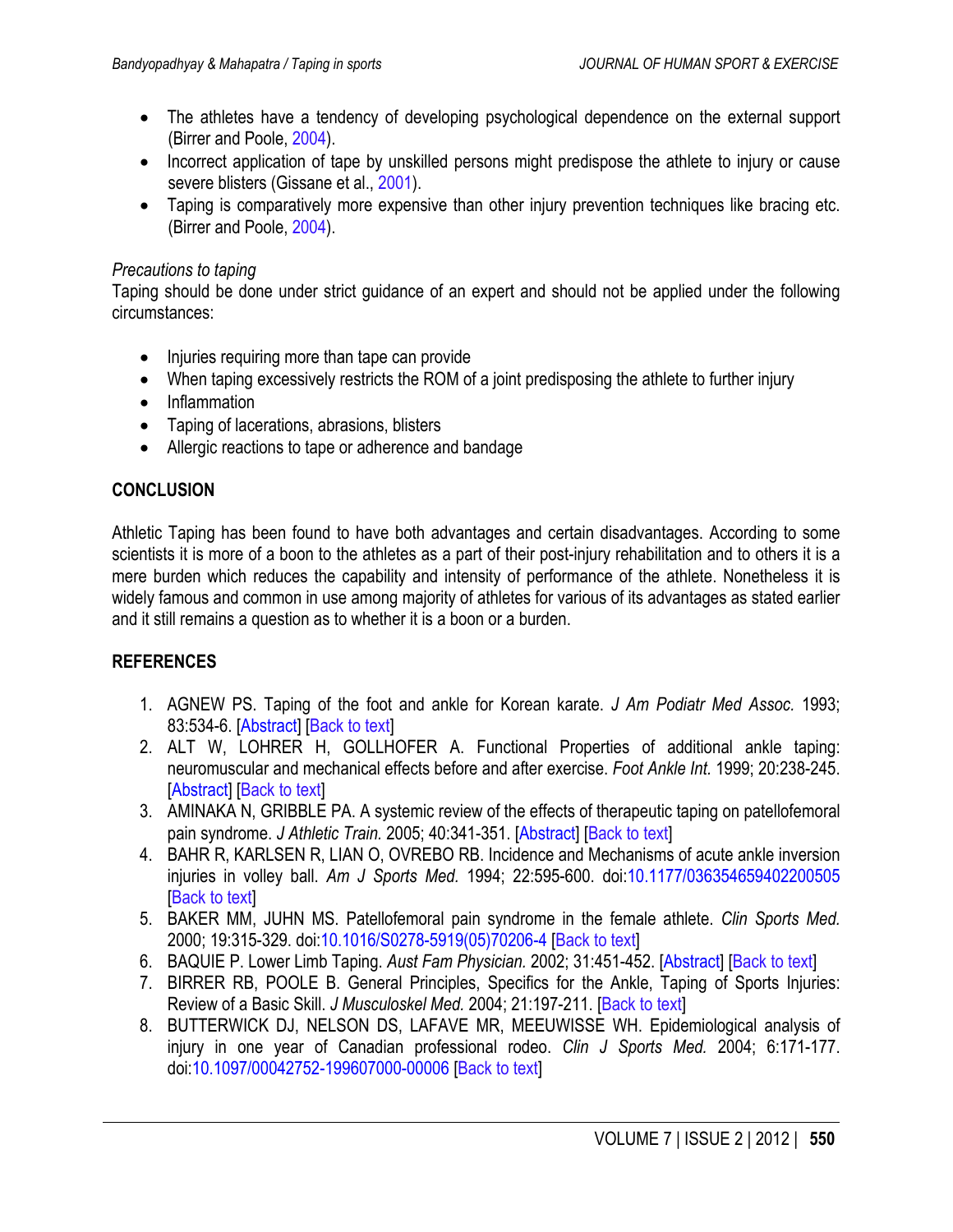- The athletes have a tendency of developing psychological dependence on the external support (Birrer and Poole, 2004).
- Incorrect application of tape by unskilled persons might predispose the athlete to injury or cause severe blisters (Gissane et al., 2001).
- Taping is comparatively more expensive than other injury prevention techniques like bracing etc. (Birrer and Poole, 2004).

*Precautions to taping*

Taping should be done under strict guidance of an expert and should not be applied under the following circumstances:

- Injuries requiring more than tape can provide
- When taping excessively restricts the ROM of a joint predisposing the athlete to further injury
- Inflammation
- Taping of lacerations, abrasions, blisters
- Allergic reactions to tape or adherence and bandage

## CONCLUSION

Athletic Taping has been found to have both advantages and certain disadvantages. According to some scientists it is more of a boon to the athletes as a part of their post-injury rehabilitation and to others it is a mere burden which reduces the capability and intensity of performance of the athlete. Nonetheless it is widely famous and common in use among majority of athletes for various of its advantages as stated earlier and it still remains a question as to whether it is a boon or a burden.

## REFERENCES

1. AGNEW PS. Taping of the foot and ankle for Korean karate. *J Am Podiatr Med Assoc.* 1993; 83:534-6. [Abstract] [Back to text]
2. ALT W, LOHRER H, GOLLHOFER A. Functional Properties of additional ankle taping: neuromuscular and mechanical effects before and after exercise. *Foot Ankle Int.* 1999; 20:238-245. [Abstract] [Back to text]
3. AMINAKA N, GRIBBLE PA. A systemic review of the effects of therapeutic taping on patellofemoral pain syndrome. *J Athletic Train.* 2005; 40:341-351. [Abstract] [Back to text]
4. BAHR R, KARLSEN R, LIAN O, OVREBO RB. Incidence and Mechanisms of acute ankle inversion injuries in volley ball. *Am J Sports Med.* 1994; 22:595-600. doi:10.1177/036354659402200505 [Back to text]
5. BAKER MM, JUHN MS. Patellofemoral pain syndrome in the female athlete. *Clin Sports Med.* 2000; 19:315-329. doi:10.1016/S0278-5919(05)70206-4 [Back to text]
6. BAQUIE P. Lower Limb Taping. *Aust Fam Physician.* 2002; 31:451-452. [Abstract] [Back to text]
7. BIRRER RB, POOLE B. General Principles, Specifics for the Ankle, Taping of Sports Injuries: Review of a Basic Skill. *J Musculoskel Med.* 2004; 21:197-211. [Back to text]
8. BUTTERWICK DJ, NELSON DS, LAFAVE MR, MEEUWISSE WH. Epidemiological analysis of injury in one year of Canadian professional rodeo. *Clin J Sports Med.* 2004; 6:171-177. doi:10.1097/00042752-199607000-00006 [Back to text]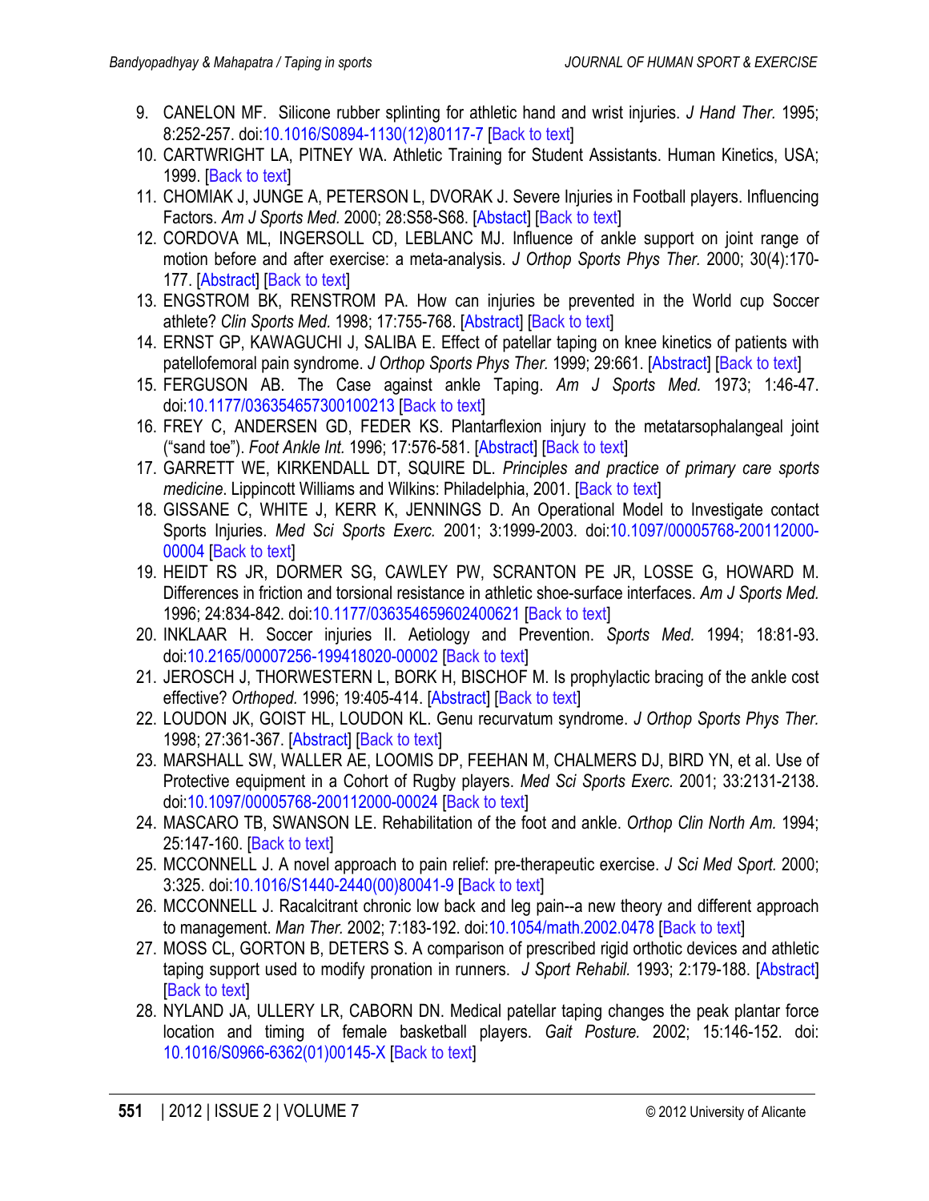9. CANELON MF. Silicone rubber splinting for athletic hand and wrist injuries. *J Hand Ther.* 1995; 8:252-257. doi:10.1016/S0894-1130(12)80117-7 [Back to text]
10. CARTWRIGHT LA, PITNEY WA. Athletic Training for Student Assistants. Human Kinetics, USA; 1999. [Back to text]
11. CHOMIAK J, JUNGE A, PETERSON L, DVORAK J. Severe Injuries in Football players. Influencing Factors. *Am J Sports Med.* 2000; 28:S58-S68. [Abstact] [Back to text]
12. CORDOVA ML, INGERSOLL CD, LEBLANC MJ. Influence of ankle support on joint range of motion before and after exercise: a meta-analysis. *J Orthop Sports Phys Ther.* 2000; 30(4):170-177. [Abstract] [Back to text]
13. ENGSTROM BK, RENSTROM PA. How can injuries be prevented in the World cup Soccer athlete? *Clin Sports Med.* 1998; 17:755-768. [Abstract] [Back to text]
14. ERNST GP, KAWAGUCHI J, SALIBA E. Effect of patellar taping on knee kinetics of patients with patellofemoral pain syndrome. *J Orthop Sports Phys Ther.* 1999; 29:661. [Abstract] [Back to text]
15. FERGUSON AB. The Case against ankle Taping. *Am J Sports Med.* 1973; 1:46-47. doi:10.1177/036354657300100213 [Back to text]
16. FREY C, ANDERSEN GD, FEDER KS. Plantarflexion injury to the metatarsophalangeal joint ("sand toe"). *Foot Ankle Int.* 1996; 17:576-581. [Abstract] [Back to text]
17. GARRETT WE, KIRKENDALL DT, SQUIRE DL. *Principles and practice of primary care sports medicine*. Lippincott Williams and Wilkins: Philadelphia, 2001. [Back to text]
18. GISSANE C, WHITE J, KERR K, JENNINGS D. An Operational Model to Investigate contact Sports Injuries. *Med Sci Sports Exerc.* 2001; 3:1999-2003. doi:10.1097/00005768-200112000-00004 [Back to text]
19. HEIDT RS JR, DORMER SG, CAWLEY PW, SCRANTON PE JR, LOSSE G, HOWARD M. Differences in friction and torsional resistance in athletic shoe-surface interfaces. *Am J Sports Med.* 1996; 24:834-842. doi:10.1177/036354659602400621 [Back to text]
20. INKLAAR H. Soccer injuries II. Aetiology and Prevention. *Sports Med.* 1994; 18:81-93. doi:10.2165/00007256-199418020-00002 [Back to text]
21. JEROSCH J, THORWESTERN L, BORK H, BISCHOF M. Is prophylactic bracing of the ankle cost effective? *Orthoped.* 1996; 19:405-414. [Abstract] [Back to text]
22. LOUDON JK, GOIST HL, LOUDON KL. Genu recurvatum syndrome. *J Orthop Sports Phys Ther.* 1998; 27:361-367. [Abstract] [Back to text]
23. MARSHALL SW, WALLER AE, LOOMIS DP, FEEHAN M, CHALMERS DJ, BIRD YN, et al. Use of Protective equipment in a Cohort of Rugby players. *Med Sci Sports Exerc.* 2001; 33:2131-2138. doi:10.1097/00005768-200112000-00024 [Back to text]
24. MASCARO TB, SWANSON LE. Rehabilitation of the foot and ankle. *Orthop Clin North Am.* 1994; 25:147-160. [Back to text]
25. MCCONNELL J. A novel approach to pain relief: pre-therapeutic exercise. *J Sci Med Sport.* 2000; 3:325. doi:10.1016/S1440-2440(00)80041-9 [Back to text]
26. MCCONNELL J. Racalcitrant chronic low back and leg pain--a new theory and different approach to management. *Man Ther.* 2002; 7:183-192. doi:10.1054/math.2002.0478 [Back to text]
27. MOSS CL, GORTON B, DETERS S. A comparison of prescribed rigid orthotic devices and athletic taping support used to modify pronation in runners. *J Sport Rehabil.* 1993; 2:179-188. [Abstract] [Back to text]
28. NYLAND JA, ULLERY LR, CABORN DN. Medical patellar taping changes the peak plantar force location and timing of female basketball players. *Gait Posture.* 2002; 15:146-152. doi: 10.1016/S0966-6362(01)00145-X [Back to text]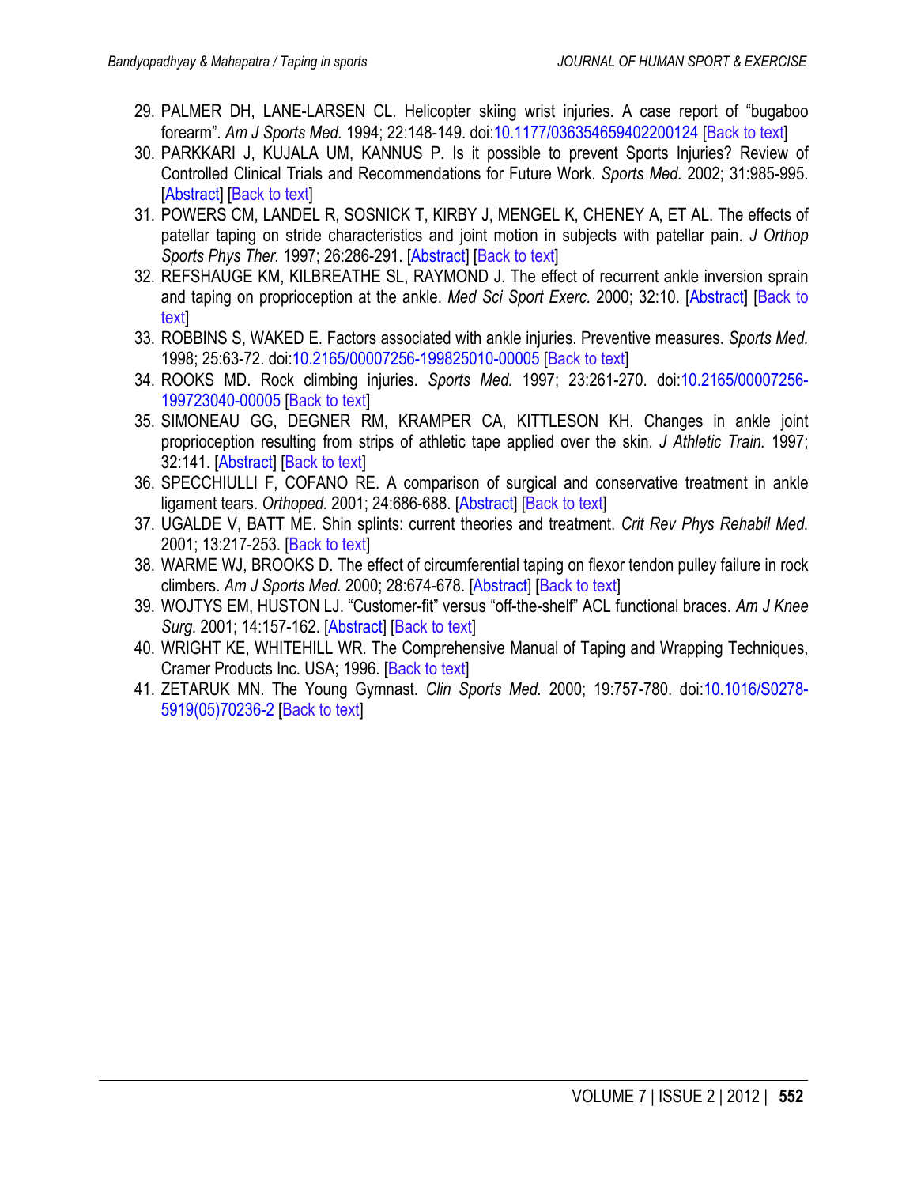29. PALMER DH, LANE-LARSEN CL. Helicopter skiing wrist injuries. A case report of "bugaboo forearm". *Am J Sports Med.* 1994; 22:148-149. doi:10.1177/036354659402200124 [Back to text]
30. PARKKARI J, KUJALA UM, KANNUS P. Is it possible to prevent Sports Injuries? Review of Controlled Clinical Trials and Recommendations for Future Work. *Sports Med.* 2002; 31:985-995. [Abstract] [Back to text]
31. POWERS CM, LANDEL R, SOSNICK T, KIRBY J, MENGEL K, CHENEY A, ET AL. The effects of patellar taping on stride characteristics and joint motion in subjects with patellar pain. *J Orthop Sports Phys Ther.* 1997; 26:286-291. [Abstract] [Back to text]
32. REFSHAUGE KM, KILBREATHE SL, RAYMOND J. The effect of recurrent ankle inversion sprain and taping on proprioception at the ankle. *Med Sci Sport Exerc.* 2000; 32:10. [Abstract] [Back to text]
33. ROBBINS S, WAKED E. Factors associated with ankle injuries. Preventive measures. *Sports Med.* 1998; 25:63-72. doi:10.2165/00007256-199825010-00005 [Back to text]
34. ROOKS MD. Rock climbing injuries. *Sports Med.* 1997; 23:261-270. doi:10.2165/00007256-199723040-00005 [Back to text]
35. SIMONEAU GG, DEGNER RM, KRAMPER CA, KITTLESON KH. Changes in ankle joint proprioception resulting from strips of athletic tape applied over the skin. *J Athletic Train.* 1997; 32:141. [Abstract] [Back to text]
36. SPECCHIULLI F, COFANO RE. A comparison of surgical and conservative treatment in ankle ligament tears. *Orthoped.* 2001; 24:686-688. [Abstract] [Back to text]
37. UGALDE V, BATT ME. Shin splints: current theories and treatment. *Crit Rev Phys Rehabil Med.* 2001; 13:217-253. [Back to text]
38. WARME WJ, BROOKS D. The effect of circumferential taping on flexor tendon pulley failure in rock climbers. *Am J Sports Med.* 2000; 28:674-678. [Abstract] [Back to text]
39. WOJTYS EM, HUSTON LJ. "Customer-fit" versus "off-the-shelf" ACL functional braces. *Am J Knee Surg.* 2001; 14:157-162. [Abstract] [Back to text]
40. WRIGHT KE, WHITEHILL WR. The Comprehensive Manual of Taping and Wrapping Techniques, Cramer Products Inc. USA; 1996. [Back to text]
41. ZETARUK MN. The Young Gymnast. *Clin Sports Med.* 2000; 19:757-780. doi:10.1016/S0278-5919(05)70236-2 [Back to text]